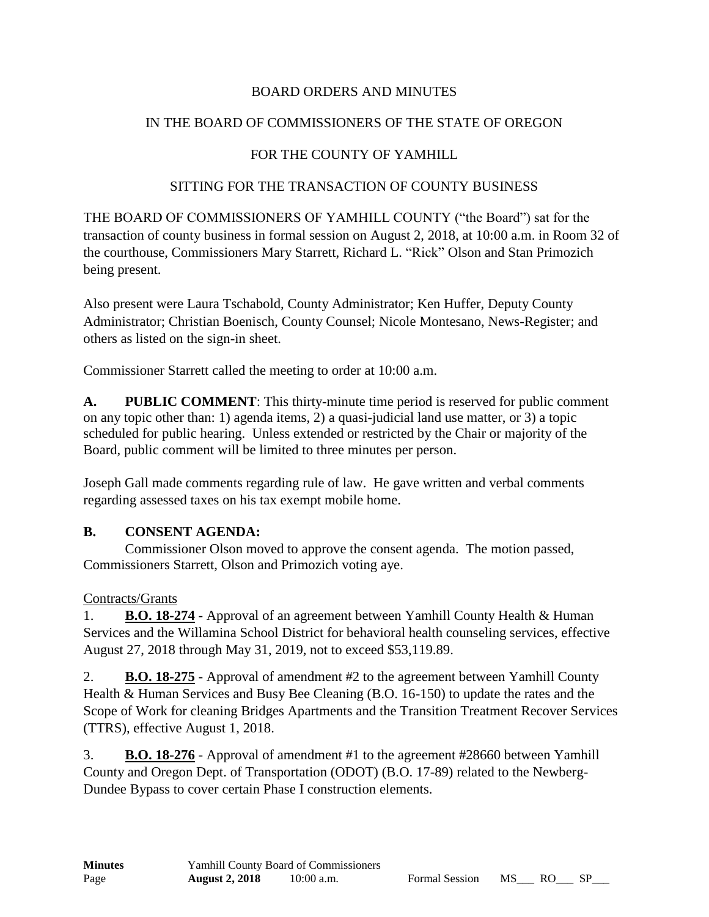BOARD ORDERS AND MINUTES

IN THE BOARD OF COMMISSIONERS OF THE STATE OF OREGON

FOR THE COUNTY OF YAMHILL

SITTING FOR THE TRANSACTION OF COUNTY BUSINESS

THE BOARD OF COMMISSIONERS OF YAMHILL COUNTY ("the Board") sat for the transaction of county business in formal session on August 2, 2018, at 10:00 a.m. in Room 32 of the courthouse, Commissioners Mary Starrett, Richard L. "Rick" Olson and Stan Primozich being present.

Also present were Laura Tschabold, County Administrator; Ken Huffer, Deputy County Administrator; Christian Boenisch, County Counsel; Nicole Montesano, News-Register; and others as listed on the sign-in sheet.

Commissioner Starrett called the meeting to order at 10:00 a.m.

**A. PUBLIC COMMENT**: This thirty-minute time period is reserved for public comment on any topic other than: 1) agenda items, 2) a quasi-judicial land use matter, or 3) a topic scheduled for public hearing. Unless extended or restricted by the Chair or majority of the Board, public comment will be limited to three minutes per person.

Joseph Gall made comments regarding rule of law. He gave written and verbal comments regarding assessed taxes on his tax exempt mobile home.

**B. CONSENT AGENDA:**

Commissioner Olson moved to approve the consent agenda. The motion passed, Commissioners Starrett, Olson and Primozich voting aye.

Contracts/Grants

1. **B.O. 18-274** - Approval of an agreement between Yamhill County Health & Human Services and the Willamina School District for behavioral health counseling services, effective August 27, 2018 through May 31, 2019, not to exceed $53,119.89.

2. **B.O. 18-275** - Approval of amendment #2 to the agreement between Yamhill County Health & Human Services and Busy Bee Cleaning (B.O. 16-150) to update the rates and the Scope of Work for cleaning Bridges Apartments and the Transition Treatment Recover Services (TTRS), effective August 1, 2018.

3. **B.O. 18-276** - Approval of amendment #1 to the agreement #28660 between Yamhill County and Oregon Dept. of Transportation (ODOT) (B.O. 17-89) related to the Newberg-Dundee Bypass to cover certain Phase I construction elements.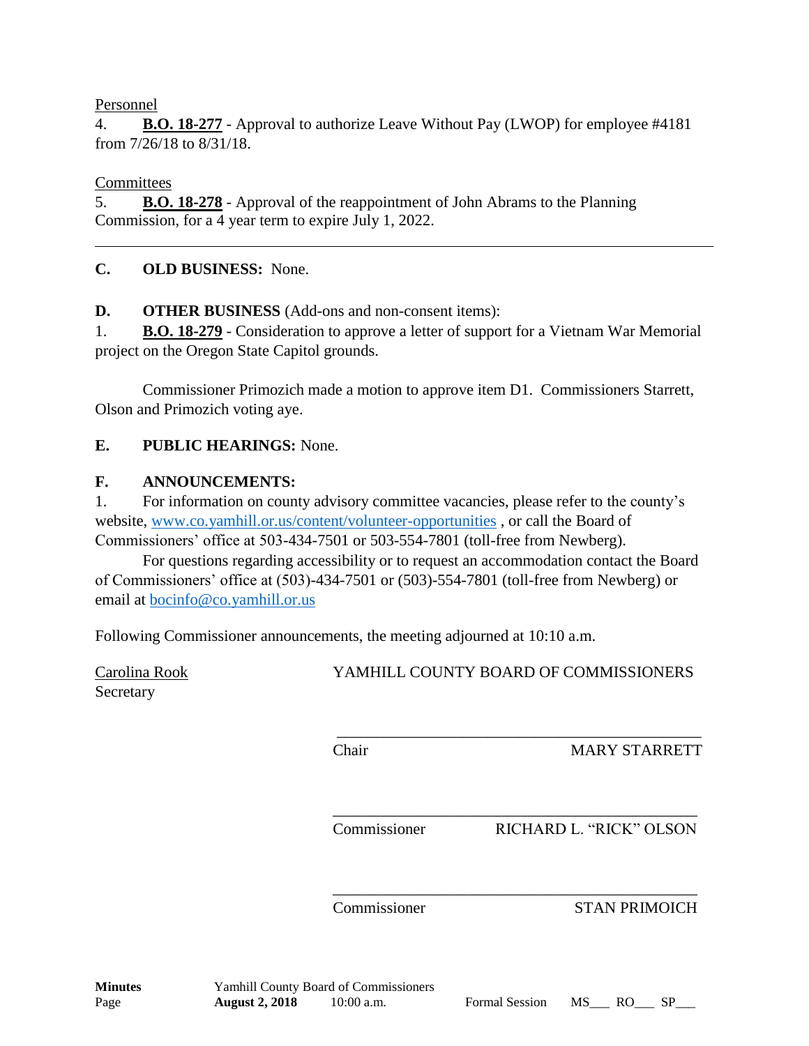Personnel

4. **B.O. 18-277** - Approval to authorize Leave Without Pay (LWOP) for employee #4181 from 7/26/18 to 8/31/18.

Committees

5. **B.O. 18-278** - Approval of the reappointment of John Abrams to the Planning Commission, for a 4 year term to expire July 1, 2022.

---

**C. OLD BUSINESS:** None.

**D. OTHER BUSINESS** (Add-ons and non-consent items):

1. **B.O. 18-279** - Consideration to approve a letter of support for a Vietnam War Memorial project on the Oregon State Capitol grounds.

Commissioner Primozich made a motion to approve item D1. Commissioners Starrett, Olson and Primozich voting aye.

**E. PUBLIC HEARINGS:** None.

**F. ANNOUNCEMENTS:**

1. For information on county advisory committee vacancies, please refer to the county's website, www.co.yamhill.or.us/content/volunteer-opportunities , or call the Board of Commissioners' office at 503-434-7501 or 503-554-7801 (toll-free from Newberg).

For questions regarding accessibility or to request an accommodation contact the Board of Commissioners' office at (503)-434-7501 or (503)-554-7801 (toll-free from Newberg) or email at bocinfo@co.yamhill.or.us

Following Commissioner announcements, the meeting adjourned at 10:10 a.m.

Carolina Rook
Secretary

YAMHILL COUNTY BOARD OF COMMISSIONERS

\_\_\_\_\_\_\_\_\_\_\_\_\_\_\_\_\_\_\_\_\_\_\_\_\_\_\_\_\_\_\_\_\_\_\_\_\_\_\_\_\_\_\_\_
Chair MARY STARRETT

\_\_\_\_\_\_\_\_\_\_\_\_\_\_\_\_\_\_\_\_\_\_\_\_\_\_\_\_\_\_\_\_\_\_\_\_\_\_\_\_\_\_\_\_
Commissioner RICHARD L. "RICK" OLSON

\_\_\_\_\_\_\_\_\_\_\_\_\_\_\_\_\_\_\_\_\_\_\_\_\_\_\_\_\_\_\_\_\_\_\_\_\_\_\_\_\_\_\_\_
Commissioner STAN PRIMOICH